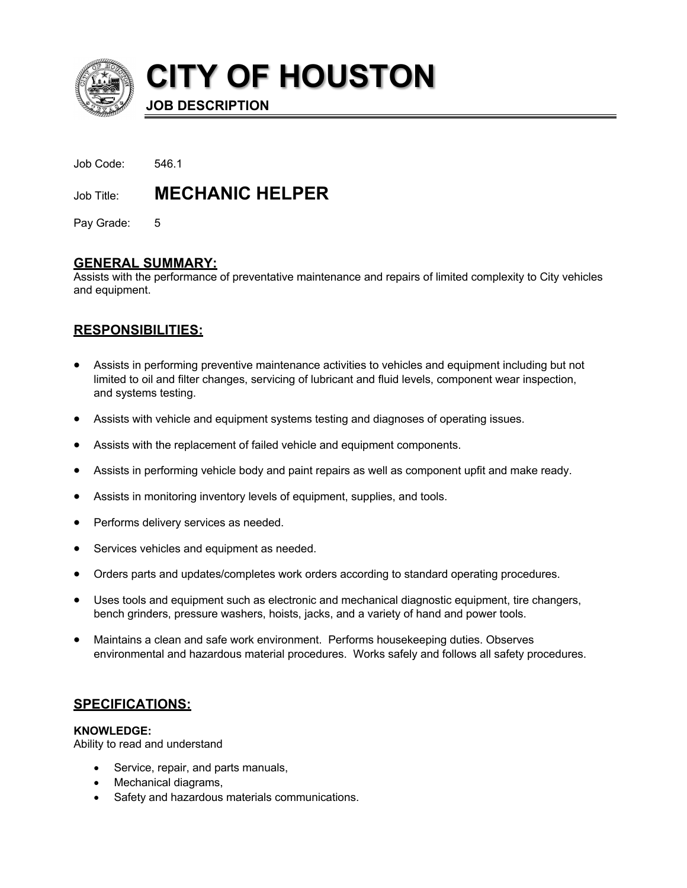# CITY OF HOUSTON

**JOB DESCRIPTION**

Job Code: 546.1

Job Title: **MECHANIC HELPER**

Pay Grade: 5

## GENERAL SUMMARY:

Assists with the performance of preventative maintenance and repairs of limited complexity to City vehicles and equipment.

## RESPONSIBILITIES:

- Assists in performing preventive maintenance activities to vehicles and equipment including but not limited to oil and filter changes, servicing of lubricant and fluid levels, component wear inspection, and systems testing.
- Assists with vehicle and equipment systems testing and diagnoses of operating issues.
- Assists with the replacement of failed vehicle and equipment components.
- Assists in performing vehicle body and paint repairs as well as component upfit and make ready.
- Assists in monitoring inventory levels of equipment, supplies, and tools.
- Performs delivery services as needed.
- Services vehicles and equipment as needed.
- Orders parts and updates/completes work orders according to standard operating procedures.
- Uses tools and equipment such as electronic and mechanical diagnostic equipment, tire changers, bench grinders, pressure washers, hoists, jacks, and a variety of hand and power tools.
- Maintains a clean and safe work environment. Performs housekeeping duties. Observes environmental and hazardous material procedures. Works safely and follows all safety procedures.

## SPECIFICATIONS:

**KNOWLEDGE:**

Ability to read and understand

- Service, repair, and parts manuals,
- Mechanical diagrams,
- Safety and hazardous materials communications.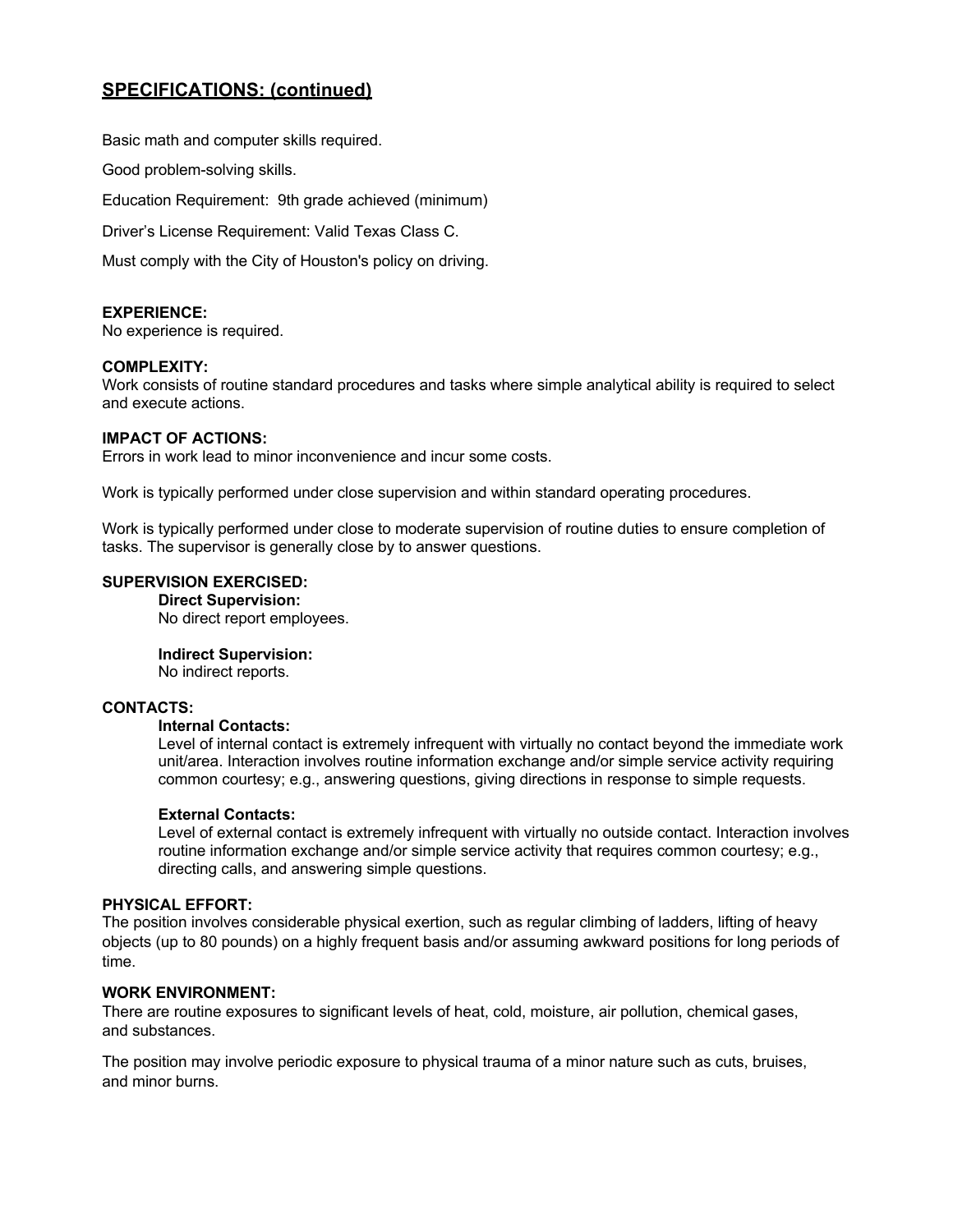## SPECIFICATIONS: (continued)

Basic math and computer skills required.

Good problem-solving skills.

Education Requirement: 9th grade achieved (minimum)

Driver's License Requirement: Valid Texas Class C.

Must comply with the City of Houston's policy on driving.

**EXPERIENCE:**
No experience is required.

**COMPLEXITY:**
Work consists of routine standard procedures and tasks where simple analytical ability is required to select and execute actions.

**IMPACT OF ACTIONS:**
Errors in work lead to minor inconvenience and incur some costs.

Work is typically performed under close supervision and within standard operating procedures.

Work is typically performed under close to moderate supervision of routine duties to ensure completion of tasks. The supervisor is generally close by to answer questions.

**SUPERVISION EXERCISED:**

**Direct Supervision:**
No direct report employees.

**Indirect Supervision:**
No indirect reports.

**CONTACTS:**

**Internal Contacts:**
Level of internal contact is extremely infrequent with virtually no contact beyond the immediate work unit/area. Interaction involves routine information exchange and/or simple service activity requiring common courtesy; e.g., answering questions, giving directions in response to simple requests.

**External Contacts:**
Level of external contact is extremely infrequent with virtually no outside contact. Interaction involves routine information exchange and/or simple service activity that requires common courtesy; e.g., directing calls, and answering simple questions.

**PHYSICAL EFFORT:**
The position involves considerable physical exertion, such as regular climbing of ladders, lifting of heavy objects (up to 80 pounds) on a highly frequent basis and/or assuming awkward positions for long periods of time.

**WORK ENVIRONMENT:**
There are routine exposures to significant levels of heat, cold, moisture, air pollution, chemical gases, and substances.

The position may involve periodic exposure to physical trauma of a minor nature such as cuts, bruises, and minor burns.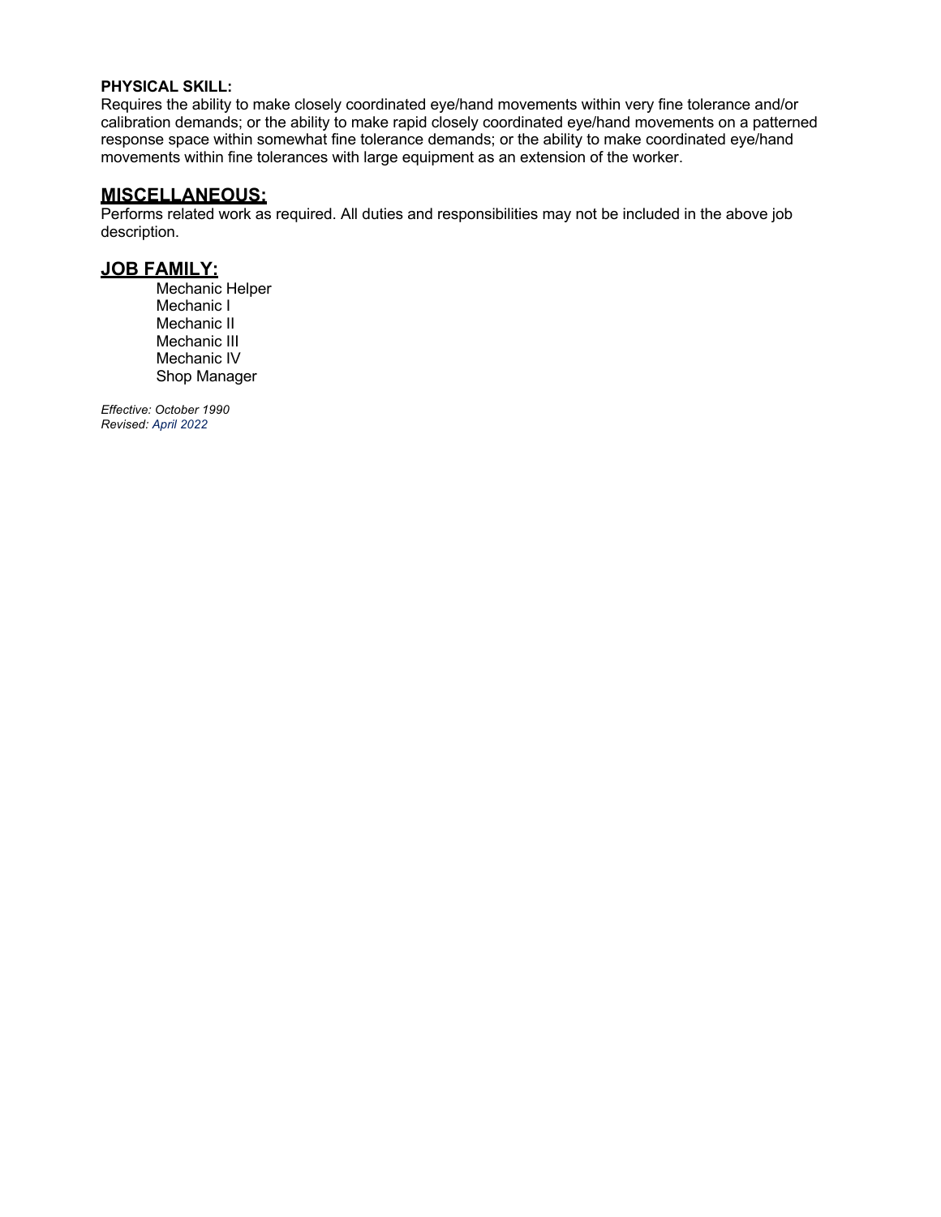**PHYSICAL SKILL:**
Requires the ability to make closely coordinated eye/hand movements within very fine tolerance and/or calibration demands; or the ability to make rapid closely coordinated eye/hand movements on a patterned response space within somewhat fine tolerance demands; or the ability to make coordinated eye/hand movements within fine tolerances with large equipment as an extension of the worker.

## MISCELLANEOUS:

Performs related work as required. All duties and responsibilities may not be included in the above job description.

## JOB FAMILY:

- Mechanic Helper
- Mechanic I
- Mechanic II
- Mechanic III
- Mechanic IV
- Shop Manager

*Effective: October 1990*
*Revised: April 2022*